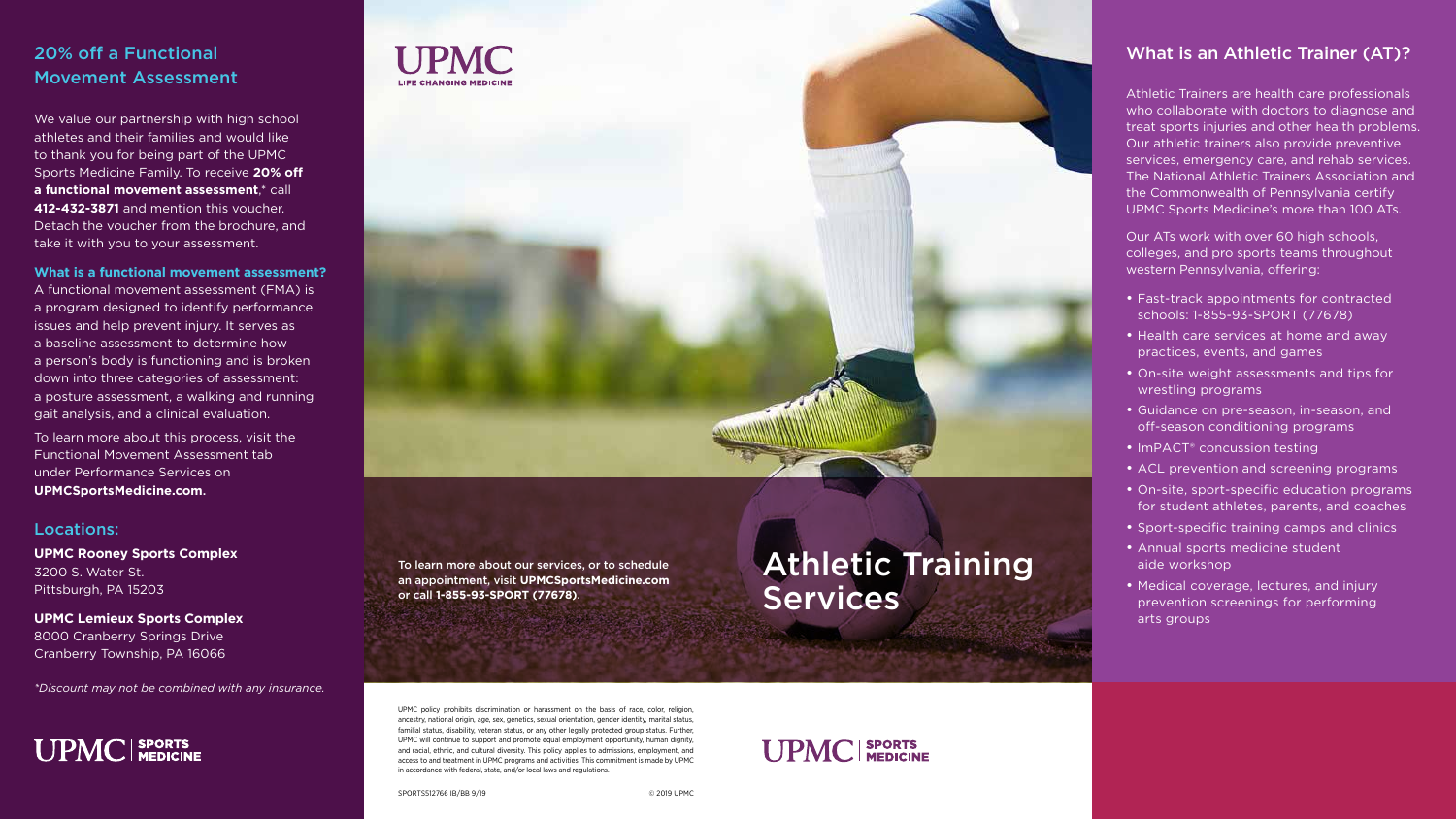## 20% off a Functional Movement Assessment

We value our partnership with high school athletes and their families and would like to thank you for being part of the UPMC Sports Medicine Family. To receive **20% off a functional movement assessment**,* call **412-432-3871** and mention this voucher. Detach the voucher from the brochure, and take it with you to your assessment.

**What is a functional movement assessment?**

A functional movement assessment (FMA) is a program designed to identify performance issues and help prevent injury. It serves as a baseline assessment to determine how a person's body is functioning and is broken down into three categories of assessment: a posture assessment, a walking and running gait analysis, and a clinical evaluation.

To learn more about this process, visit the Functional Movement Assessment tab under Performance Services on **UPMCSportsMedicine.com.**

### Locations:

**UPMC Rooney Sports Complex**
3200 S. Water St.
Pittsburgh, PA 15203

**UPMC Lemieux Sports Complex**
8000 Cranberry Springs Drive
Cranberry Township, PA 16066

*\*Discount may not be combined with any insurance.*

UPMC | SPORTS MEDICINE

UPMC
LIFE CHANGING MEDICINE

**To learn more about our services, or to schedule an appointment, visit UPMCSportsMedicine.com or call 1-855-93-SPORT (77678).**

# Athletic Training Services

UPMC policy prohibits discrimination or harassment on the basis of race, color, religion, ancestry, national origin, age, sex, genetics, sexual orientation, gender identity, marital status, familial status, disability, veteran status, or any other legally protected group status. Further, UPMC will continue to support and promote equal employment opportunity, human dignity, and racial, ethnic, and cultural diversity. This policy applies to admissions, employment, and access to and treatment in UPMC programs and activities. This commitment is made by UPMC in accordance with federal, state, and/or local laws and regulations.

SPORTS512766 IB/BB 9/19 © 2019 UPMC

UPMC | SPORTS MEDICINE

## What is an Athletic Trainer (AT)?

Athletic Trainers are health care professionals who collaborate with doctors to diagnose and treat sports injuries and other health problems. Our athletic trainers also provide preventive services, emergency care, and rehab services. The National Athletic Trainers Association and the Commonwealth of Pennsylvania certify UPMC Sports Medicine's more than 100 ATs.

Our ATs work with over 60 high schools, colleges, and pro sports teams throughout western Pennsylvania, offering:

- Fast-track appointments for contracted schools: 1-855-93-SPORT (77678)
- Health care services at home and away practices, events, and games
- On-site weight assessments and tips for wrestling programs
- Guidance on pre-season, in-season, and off-season conditioning programs
- ImPACT® concussion testing
- ACL prevention and screening programs
- On-site, sport-specific education programs for student athletes, parents, and coaches
- Sport-specific training camps and clinics
- Annual sports medicine student aide workshop
- Medical coverage, lectures, and injury prevention screenings for performing arts groups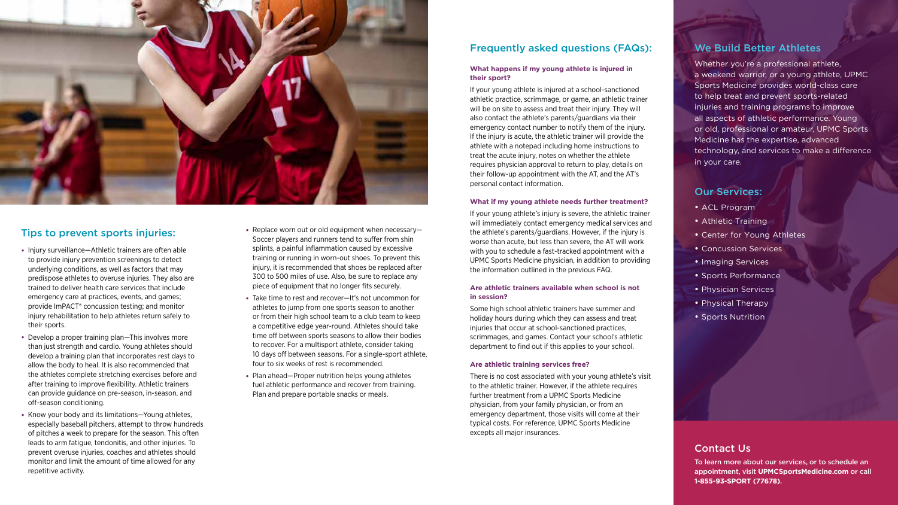## Tips to prevent sports injuries:

- Injury surveillance—Athletic trainers are often able to provide injury prevention screenings to detect underlying conditions, as well as factors that may predispose athletes to overuse injuries. They also are trained to deliver health care services that include emergency care at practices, events, and games; provide ImPACT® concussion testing; and monitor injury rehabilitation to help athletes return safely to their sports.
- Develop a proper training plan—This involves more than just strength and cardio. Young athletes should develop a training plan that incorporates rest days to allow the body to heal. It is also recommended that the athletes complete stretching exercises before and after training to improve flexibility. Athletic trainers can provide guidance on pre-season, in-season, and off-season conditioning.
- Know your body and its limitations—Young athletes, especially baseball pitchers, attempt to throw hundreds of pitches a week to prepare for the season. This often leads to arm fatigue, tendonitis, and other injuries. To prevent overuse injuries, coaches and athletes should monitor and limit the amount of time allowed for any repetitive activity.
- Replace worn out or old equipment when necessary—Soccer players and runners tend to suffer from shin splints, a painful inflammation caused by excessive training or running in worn-out shoes. To prevent this injury, it is recommended that shoes be replaced after 300 to 500 miles of use. Also, be sure to replace any piece of equipment that no longer fits securely.
- Take time to rest and recover—It's not uncommon for athletes to jump from one sports season to another or from their high school team to a club team to keep a competitive edge year-round. Athletes should take time off between sports seasons to allow their bodies to recover. For a multisport athlete, consider taking 10 days off between seasons. For a single-sport athlete, four to six weeks of rest is recommended.
- Plan ahead—Proper nutrition helps young athletes fuel athletic performance and recover from training. Plan and prepare portable snacks or meals.

## Frequently asked questions (FAQs):

**What happens if my young athlete is injured in their sport?**

If your young athlete is injured at a school-sanctioned athletic practice, scrimmage, or game, an athletic trainer will be on site to assess and treat their injury. They will also contact the athlete's parents/guardians via their emergency contact number to notify them of the injury. If the injury is acute, the athletic trainer will provide the athlete with a notepad including home instructions to treat the acute injury, notes on whether the athlete requires physician approval to return to play, details on their follow-up appointment with the AT, and the AT's personal contact information.

**What if my young athlete needs further treatment?**

If your young athlete's injury is severe, the athletic trainer will immediately contact emergency medical services and the athlete's parents/guardians. However, if the injury is worse than acute, but less than severe, the AT will work with you to schedule a fast-tracked appointment with a UPMC Sports Medicine physician, in addition to providing the information outlined in the previous FAQ.

**Are athletic trainers available when school is not in session?**

Some high school athletic trainers have summer and holiday hours during which they can assess and treat injuries that occur at school-sanctioned practices, scrimmages, and games. Contact your school's athletic department to find out if this applies to your school.

**Are athletic training services free?**

There is no cost associated with your young athlete's visit to the athletic trainer. However, if the athlete requires further treatment from a UPMC Sports Medicine physician, from your family physician, or from an emergency department, those visits will come at their typical costs. For reference, UPMC Sports Medicine excepts all major insurances.

## We Build Better Athletes

Whether you're a professional athlete, a weekend warrior, or a young athlete, UPMC Sports Medicine provides world-class care to help treat and prevent sports-related injuries and training programs to improve all aspects of athletic performance. Young or old, professional or amateur, UPMC Sports Medicine has the expertise, advanced technology, and services to make a difference in your care.

## Our Services:

- ACL Program
- Athletic Training
- Center for Young Athletes
- Concussion Services
- Imaging Services
- Sports Performance
- Physician Services
- Physical Therapy
- Sports Nutrition

## Contact Us

**To learn more about our services, or to schedule an appointment, visit UPMCSportsMedicine.com or call 1-855-93-SPORT (77678).**